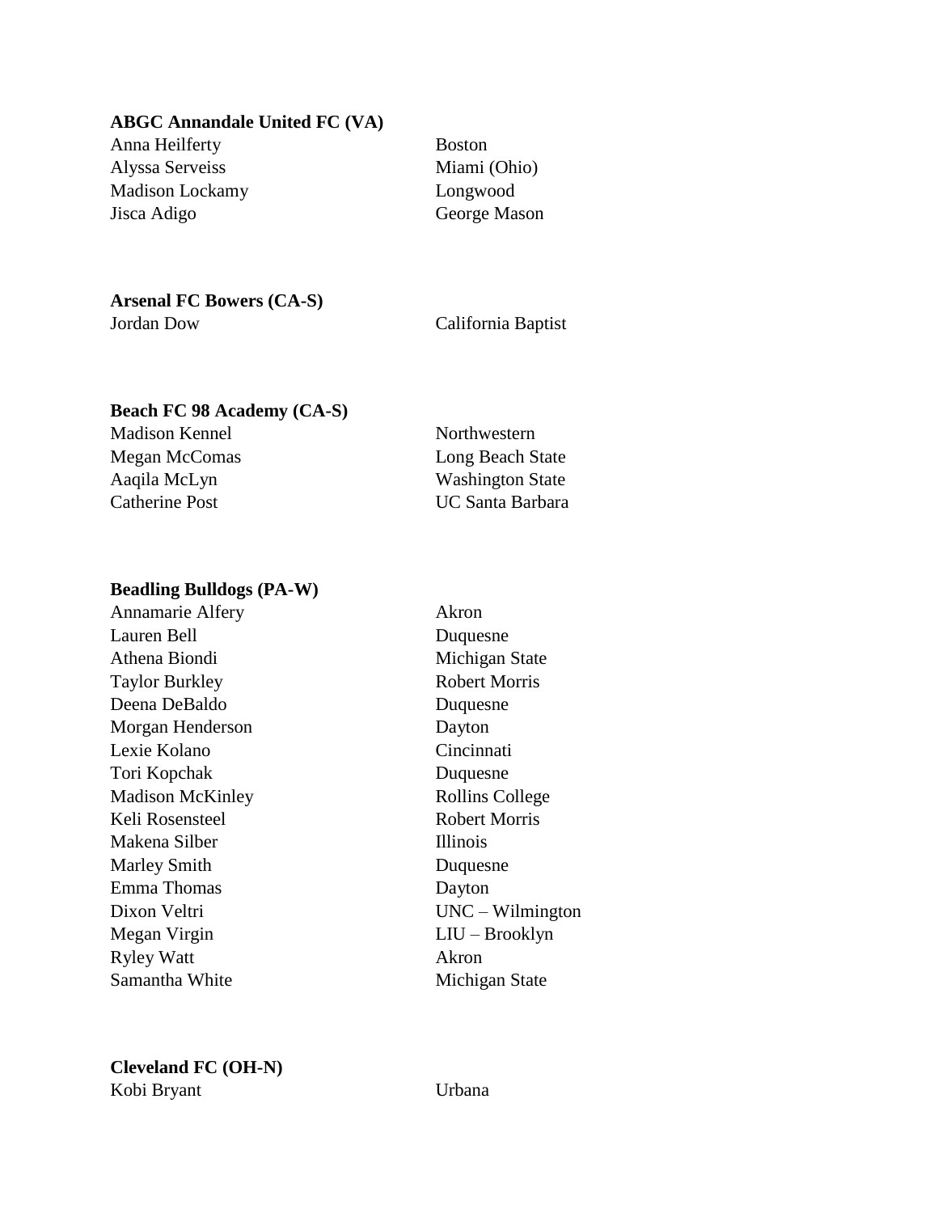**ABGC Annandale United FC (VA)**

| | |
|---|---|
| Anna Heilferty | Boston |
| Alyssa Serveiss | Miami (Ohio) |
| Madison Lockamy | Longwood |
| Jisca Adigo | George Mason |

**Arsenal FC Bowers (CA-S)**

| | |
|---|---|
| Jordan Dow | California Baptist |

**Beach FC 98 Academy (CA-S)**

| | |
|---|---|
| Madison Kennel | Northwestern |
| Megan McComas | Long Beach State |
| Aaqila McLyn | Washington State |
| Catherine Post | UC Santa Barbara |

**Beadling Bulldogs (PA-W)**

| | |
|---|---|
| Annamarie Alfery | Akron |
| Lauren Bell | Duquesne |
| Athena Biondi | Michigan State |
| Taylor Burkley | Robert Morris |
| Deena DeBaldo | Duquesne |
| Morgan Henderson | Dayton |
| Lexie Kolano | Cincinnati |
| Tori Kopchak | Duquesne |
| Madison McKinley | Rollins College |
| Keli Rosensteel | Robert Morris |
| Makena Silber | Illinois |
| Marley Smith | Duquesne |
| Emma Thomas | Dayton |
| Dixon Veltri | UNC – Wilmington |
| Megan Virgin | LIU – Brooklyn |
| Ryley Watt | Akron |
| Samantha White | Michigan State |

**Cleveland FC (OH-N)**

| | |
|---|---|
| Kobi Bryant | Urbana |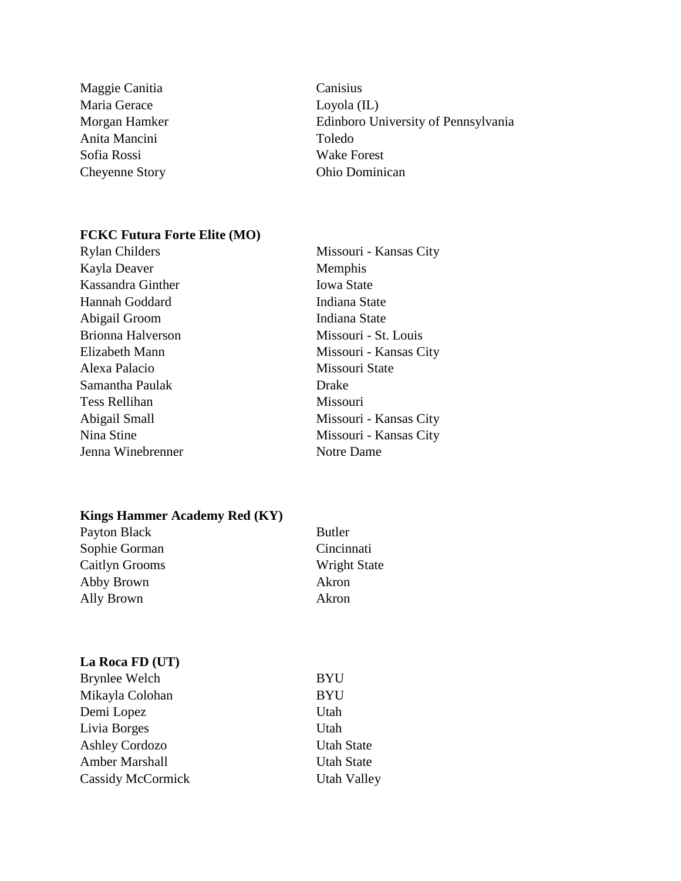| | |
|---|---|
| Maggie Canitia | Canisius |
| Maria Gerace | Loyola (IL) |
| Morgan Hamker | Edinboro University of Pennsylvania |
| Anita Mancini | Toledo |
| Sofia Rossi | Wake Forest |
| Cheyenne Story | Ohio Dominican |

**FCKC Futura Forte Elite (MO)**

| | |
|---|---|
| Rylan Childers | Missouri - Kansas City |
| Kayla Deaver | Memphis |
| Kassandra Ginther | Iowa State |
| Hannah Goddard | Indiana State |
| Abigail Groom | Indiana State |
| Brionna Halverson | Missouri - St. Louis |
| Elizabeth Mann | Missouri - Kansas City |
| Alexa Palacio | Missouri State |
| Samantha Paulak | Drake |
| Tess Rellihan | Missouri |
| Abigail Small | Missouri - Kansas City |
| Nina Stine | Missouri - Kansas City |
| Jenna Winebrenner | Notre Dame |

**Kings Hammer Academy Red (KY)**

| | |
|---|---|
| Payton Black | Butler |
| Sophie Gorman | Cincinnati |
| Caitlyn Grooms | Wright State |
| Abby Brown | Akron |
| Ally Brown | Akron |

**La Roca FD (UT)**

| | |
|---|---|
| Brynlee Welch | BYU |
| Mikayla Colohan | BYU |
| Demi Lopez | Utah |
| Livia Borges | Utah |
| Ashley Cordozo | Utah State |
| Amber Marshall | Utah State |
| Cassidy McCormick | Utah Valley |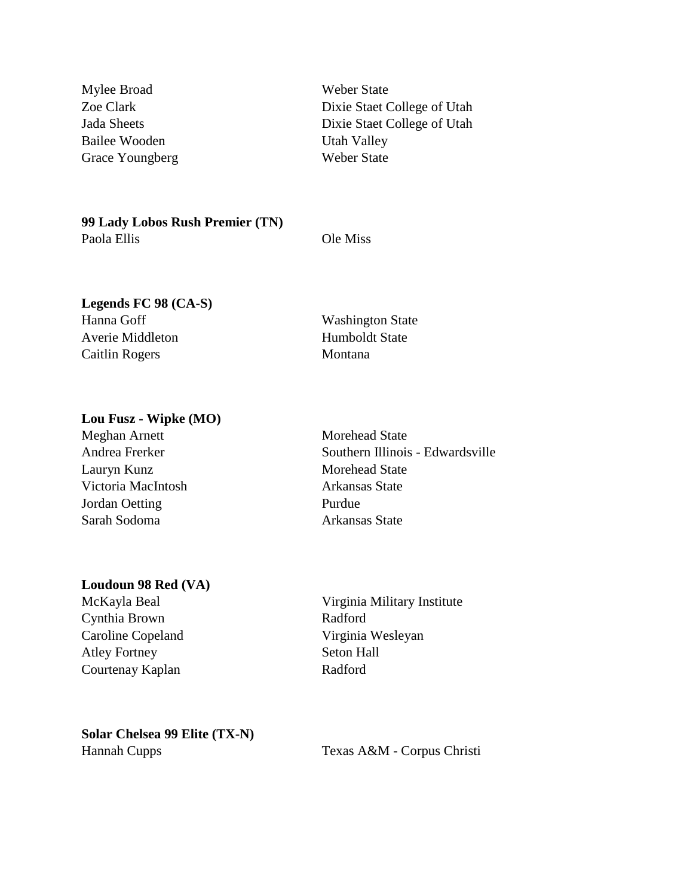| | |
|---|---|
| Mylee Broad | Weber State |
| Zoe Clark | Dixie Staet College of Utah |
| Jada Sheets | Dixie Staet College of Utah |
| Bailee Wooden | Utah Valley |
| Grace Youngberg | Weber State |

**99 Lady Lobos Rush Premier (TN)**

| | |
|---|---|
| Paola Ellis | Ole Miss |

**Legends FC 98 (CA-S)**

| | |
|---|---|
| Hanna Goff | Washington State |
| Averie Middleton | Humboldt State |
| Caitlin Rogers | Montana |

**Lou Fusz - Wipke (MO)**

| | |
|---|---|
| Meghan Arnett | Morehead State |
| Andrea Frerker | Southern Illinois - Edwardsville |
| Lauryn Kunz | Morehead State |
| Victoria MacIntosh | Arkansas State |
| Jordan Oetting | Purdue |
| Sarah Sodoma | Arkansas State |

**Loudoun 98 Red (VA)**

| | |
|---|---|
| McKayla Beal | Virginia Military Institute |
| Cynthia Brown | Radford |
| Caroline Copeland | Virginia Wesleyan |
| Atley Fortney | Seton Hall |
| Courtenay Kaplan | Radford |

**Solar Chelsea 99 Elite (TX-N)**

| | |
|---|---|
| Hannah Cupps | Texas A&M - Corpus Christi |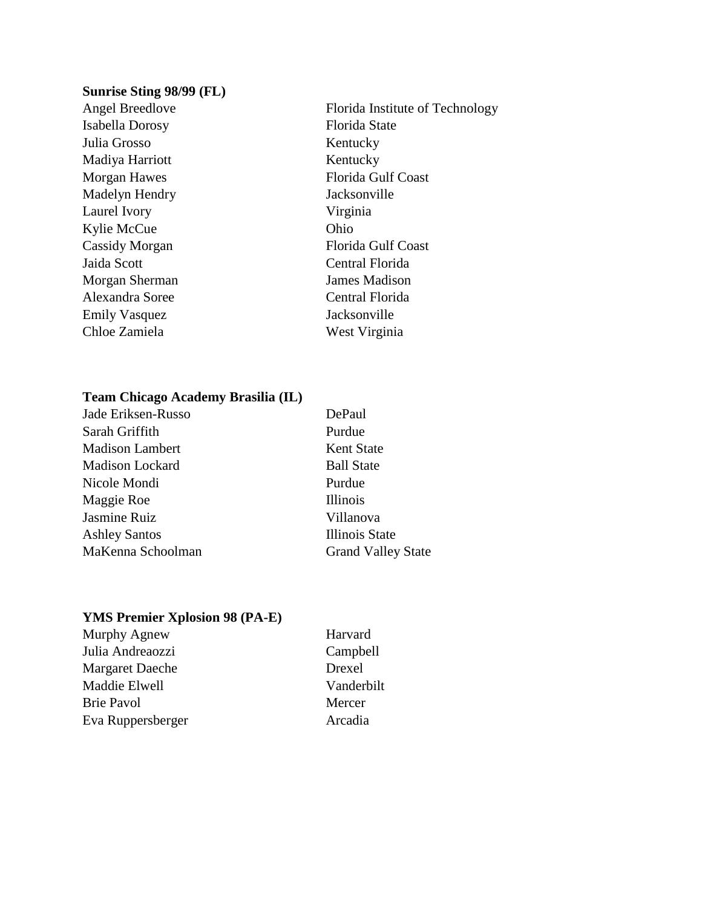**Sunrise Sting 98/99 (FL)**

| | |
|---|---|
| Angel Breedlove | Florida Institute of Technology |
| Isabella Dorosy | Florida State |
| Julia Grosso | Kentucky |
| Madiya Harriott | Kentucky |
| Morgan Hawes | Florida Gulf Coast |
| Madelyn Hendry | Jacksonville |
| Laurel Ivory | Virginia |
| Kylie McCue | Ohio |
| Cassidy Morgan | Florida Gulf Coast |
| Jaida Scott | Central Florida |
| Morgan Sherman | James Madison |
| Alexandra Soree | Central Florida |
| Emily Vasquez | Jacksonville |
| Chloe Zamiela | West Virginia |

**Team Chicago Academy Brasilia (IL)**

| | |
|---|---|
| Jade Eriksen-Russo | DePaul |
| Sarah Griffith | Purdue |
| Madison Lambert | Kent State |
| Madison Lockard | Ball State |
| Nicole Mondi | Purdue |
| Maggie Roe | Illinois |
| Jasmine Ruiz | Villanova |
| Ashley Santos | Illinois State |
| MaKenna Schoolman | Grand Valley State |

**YMS Premier Xplosion 98 (PA-E)**

| | |
|---|---|
| Murphy Agnew | Harvard |
| Julia Andreaozzi | Campbell |
| Margaret Daeche | Drexel |
| Maddie Elwell | Vanderbilt |
| Brie Pavol | Mercer |
| Eva Ruppersberger | Arcadia |